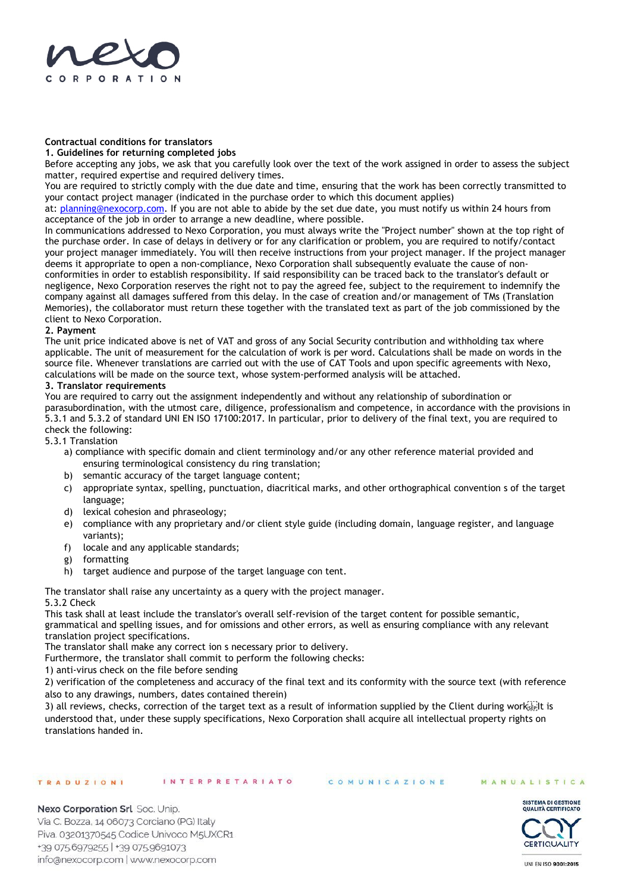# nexo
CORPORATION

**Contractual conditions for translators**

**1. Guidelines for returning completed jobs**

Before accepting any jobs, we ask that you carefully look over the text of the work assigned in order to assess the subject matter, required expertise and required delivery times.

You are required to strictly comply with the due date and time, ensuring that the work has been correctly transmitted to your contact project manager (indicated in the purchase order to which this document applies) at: planning@nexocorp.com. If you are not able to abide by the set due date, you must notify us within 24 hours from acceptance of the job in order to arrange a new deadline, where possible.

In communications addressed to Nexo Corporation, you must always write the "Project number" shown at the top right of the purchase order. In case of delays in delivery or for any clarification or problem, you are required to notify/contact your project manager immediately. You will then receive instructions from your project manager. If the project manager deems it appropriate to open a non-compliance, Nexo Corporation shall subsequently evaluate the cause of non-conformities in order to establish responsibility. If said responsibility can be traced back to the translator's default or negligence, Nexo Corporation reserves the right not to pay the agreed fee, subject to the requirement to indemnify the company against all damages suffered from this delay. In the case of creation and/or management of TMs (Translation Memories), the collaborator must return these together with the translated text as part of the job commissioned by the client to Nexo Corporation.

**2. Payment**

The unit price indicated above is net of VAT and gross of any Social Security contribution and withholding tax where applicable. The unit of measurement for the calculation of work is per word. Calculations shall be made on words in the source file. Whenever translations are carried out with the use of CAT Tools and upon specific agreements with Nexo, calculations will be made on the source text, whose system-performed analysis will be attached.

**3. Translator requirements**

You are required to carry out the assignment independently and without any relationship of subordination or parasubordination, with the utmost care, diligence, professionalism and competence, in accordance with the provisions in 5.3.1 and 5.3.2 of standard UNI EN ISO 17100:2017. In particular, prior to delivery of the final text, you are required to check the following:

5.3.1 Translation

a) compliance with specific domain and client terminology and/or any other reference material provided and ensuring terminological consistency du ring translation;
b) semantic accuracy of the target language content;
c) appropriate syntax, spelling, punctuation, diacritical marks, and other orthographical convention s of the target language;
d) lexical cohesion and phraseology;
e) compliance with any proprietary and/or client style guide (including domain, language register, and language variants);
f) locale and any applicable standards;
g) formatting
h) target audience and purpose of the target language con tent.

The translator shall raise any uncertainty as a query with the project manager.

5.3.2 Check

This task shall at least include the translator's overall self-revision of the target content for possible semantic, grammatical and spelling issues, and for omissions and other errors, as well as ensuring compliance with any relevant translation project specifications.

The translator shall make any correct ion s necessary prior to delivery.

Furthermore, the translator shall commit to perform the following checks:

1) anti-virus check on the file before sending
2) verification of the completeness and accuracy of the final text and its conformity with the source text (with reference also to any drawings, numbers, dates contained therein)
3) all reviews, checks, correction of the target text as a result of information supplied by the Client during work It is understood that, under these supply specifications, Nexo Corporation shall acquire all intellectual property rights on translations handed in.

TRADUZIONI INTERPRETARIATO COMUNICAZIONE MANUALISTICA

**Nexo Corporation Srl** Soc. Unip.
Via C. Bozza, 14 06073 Corciano (PG) Italy
Piva. 03201370545 Codice Univoco M5UXCR1
+39 075.6979255 | +39 075.9691073
info@nexocorp.com | www.nexocorp.com

SISTEMA DI GESTIONE QUALITÀ CERTIFICATO
CERTIQUALITY
UNI EN ISO 9001:2015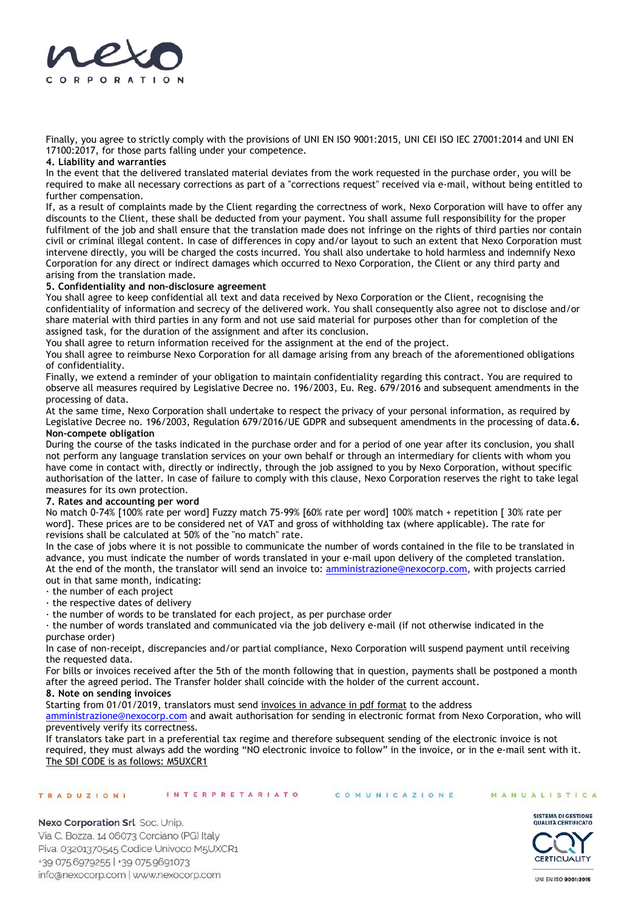Finally, you agree to strictly comply with the provisions of UNI EN ISO 9001:2015, UNI CEI ISO IEC 27001:2014 and UNI EN 17100:2017, for those parts falling under your competence.

**4. Liability and warranties**

In the event that the delivered translated material deviates from the work requested in the purchase order, you will be required to make all necessary corrections as part of a "corrections request" received via e-mail, without being entitled to further compensation.

If, as a result of complaints made by the Client regarding the correctness of work, Nexo Corporation will have to offer any discounts to the Client, these shall be deducted from your payment. You shall assume full responsibility for the proper fulfilment of the job and shall ensure that the translation made does not infringe on the rights of third parties nor contain civil or criminal illegal content. In case of differences in copy and/or layout to such an extent that Nexo Corporation must intervene directly, you will be charged the costs incurred. You shall also undertake to hold harmless and indemnify Nexo Corporation for any direct or indirect damages which occurred to Nexo Corporation, the Client or any third party and arising from the translation made.

**5. Confidentiality and non-disclosure agreement**

You shall agree to keep confidential all text and data received by Nexo Corporation or the Client, recognising the confidentiality of information and secrecy of the delivered work. You shall consequently also agree not to disclose and/or share material with third parties in any form and not use said material for purposes other than for completion of the assigned task, for the duration of the assignment and after its conclusion.

You shall agree to return information received for the assignment at the end of the project.

You shall agree to reimburse Nexo Corporation for all damage arising from any breach of the aforementioned obligations of confidentiality.

Finally, we extend a reminder of your obligation to maintain confidentiality regarding this contract. You are required to observe all measures required by Legislative Decree no. 196/2003, Eu. Reg. 679/2016 and subsequent amendments in the processing of data.

At the same time, Nexo Corporation shall undertake to respect the privacy of your personal information, as required by Legislative Decree no. 196/2003, Regulation 679/2016/UE GDPR and subsequent amendments in the processing of data.

**6. Non-compete obligation**

During the course of the tasks indicated in the purchase order and for a period of one year after its conclusion, you shall not perform any language translation services on your own behalf or through an intermediary for clients with whom you have come in contact with, directly or indirectly, through the job assigned to you by Nexo Corporation, without specific authorisation of the latter. In case of failure to comply with this clause, Nexo Corporation reserves the right to take legal measures for its own protection.

**7. Rates and accounting per word**

No match 0-74% [100% rate per word] Fuzzy match 75-99% [60% rate per word] 100% match + repetition [ 30% rate per word]. These prices are to be considered net of VAT and gross of withholding tax (where applicable). The rate for revisions shall be calculated at 50% of the "no match" rate.

In the case of jobs where it is not possible to communicate the number of words contained in the file to be translated in advance, you must indicate the number of words translated in your e-mail upon delivery of the completed translation.

At the end of the month, the translator will send an invoice to: amministrazione@nexocorp.com, with projects carried out in that same month, indicating:

- the number of each project
- the respective dates of delivery
- the number of words to be translated for each project, as per purchase order
- the number of words translated and communicated via the job delivery e-mail (if not otherwise indicated in the purchase order)

In case of non-receipt, discrepancies and/or partial compliance, Nexo Corporation will suspend payment until receiving the requested data.

For bills or invoices received after the 5th of the month following that in question, payments shall be postponed a month after the agreed period. The Transfer holder shall coincide with the holder of the current account.

**8. Note on sending invoices**

Starting from 01/01/2019, translators must send invoices in advance in pdf format to the address amministrazione@nexocorp.com and await authorisation for sending in electronic format from Nexo Corporation, who will preventively verify its correctness.

If translators take part in a preferential tax regime and therefore subsequent sending of the electronic invoice is not required, they must always add the wording "NO electronic invoice to follow" in the invoice, or in the e-mail sent with it.

The SDI CODE is as follows: M5UXCR1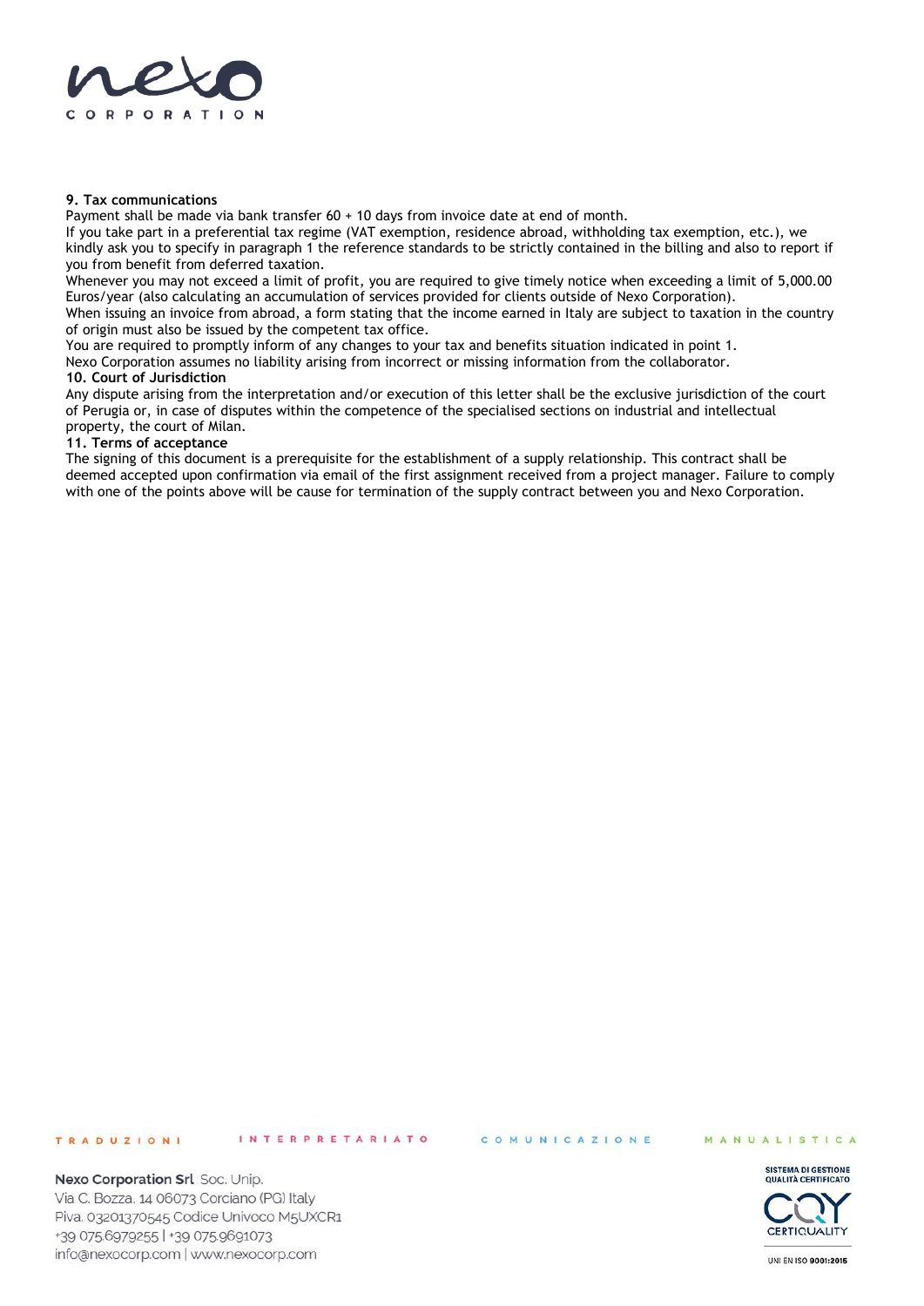**9. Tax communications**

Payment shall be made via bank transfer 60 + 10 days from invoice date at end of month.

If you take part in a preferential tax regime (VAT exemption, residence abroad, withholding tax exemption, etc.), we kindly ask you to specify in paragraph 1 the reference standards to be strictly contained in the billing and also to report if you from benefit from deferred taxation.

Whenever you may not exceed a limit of profit, you are required to give timely notice when exceeding a limit of 5,000.00 Euros/year (also calculating an accumulation of services provided for clients outside of Nexo Corporation).

When issuing an invoice from abroad, a form stating that the income earned in Italy are subject to taxation in the country of origin must also be issued by the competent tax office.

You are required to promptly inform of any changes to your tax and benefits situation indicated in point 1.

Nexo Corporation assumes no liability arising from incorrect or missing information from the collaborator.

**10. Court of Jurisdiction**

Any dispute arising from the interpretation and/or execution of this letter shall be the exclusive jurisdiction of the court of Perugia or, in case of disputes within the competence of the specialised sections on industrial and intellectual property, the court of Milan.

**11. Terms of acceptance**

The signing of this document is a prerequisite for the establishment of a supply relationship. This contract shall be deemed accepted upon confirmation via email of the first assignment received from a project manager. Failure to comply with one of the points above will be cause for termination of the supply contract between you and Nexo Corporation.